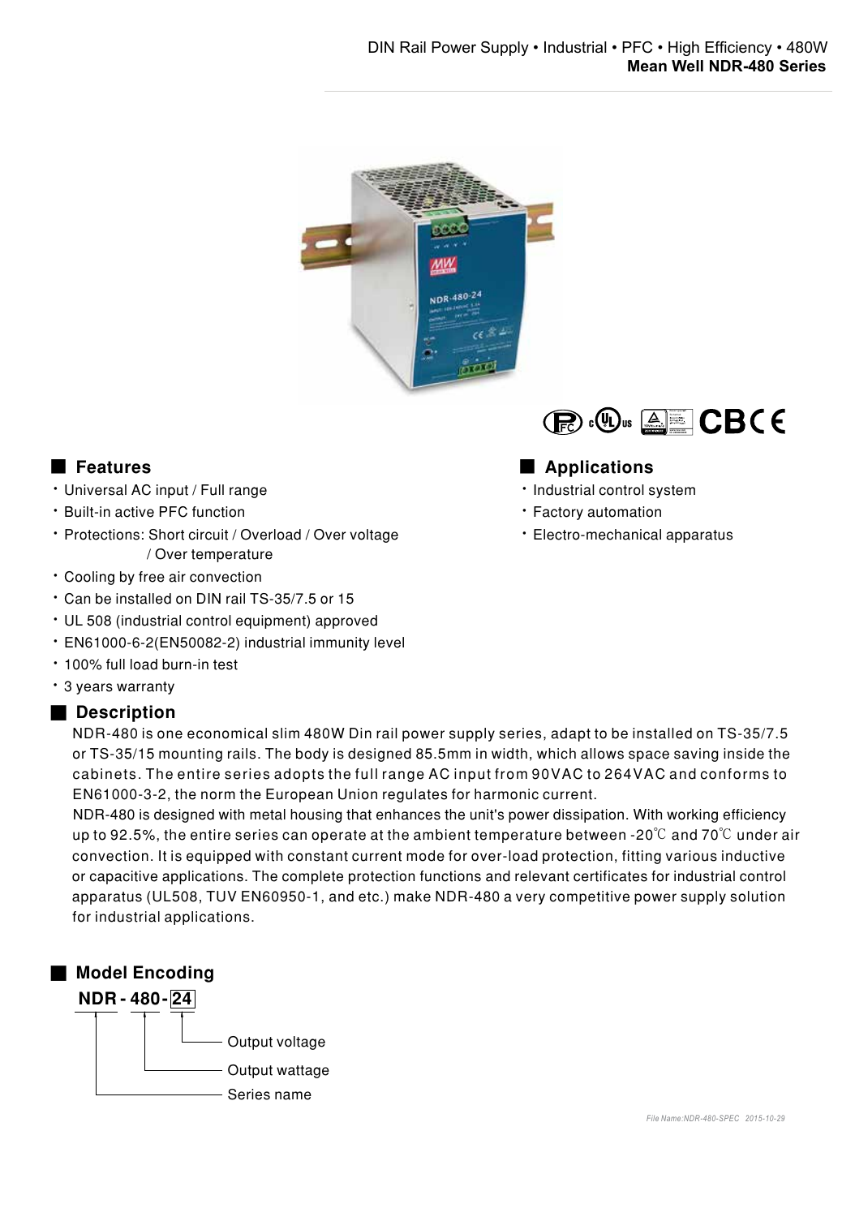DIN Rail Power Supply • Industrial • PFC • High Efficiency • 480W

**Mean Well NDR-480 Series**

## Features

- Universal AC input / Full range
- Built-in active PFC function
- Protections: Short circuit / Overload / Over voltage / Over temperature
- Cooling by free air convection
- Can be installed on DIN rail TS-35/7.5 or 15
- UL 508 (industrial control equipment) approved
- EN61000-6-2(EN50082-2) industrial immunity level
- 100% full load burn-in test
- 3 years warranty

## Applications

- Industrial control system
- Factory automation
- Electro-mechanical apparatus

## Description

NDR-480 is one economical slim 480W Din rail power supply series, adapt to be installed on TS-35/7.5 or TS-35/15 mounting rails. The body is designed 85.5mm in width, which allows space saving inside the cabinets. The entire series adopts the full range AC input from 90VAC to 264VAC and conforms to EN61000-3-2, the norm the European Union regulates for harmonic current.

NDR-480 is designed with metal housing that enhances the unit's power dissipation. With working efficiency up to 92.5%, the entire series can operate at the ambient temperature between -20℃ and 70℃ under air convection. It is equipped with constant current mode for over-load protection, fitting various inductive or capacitive applications. The complete protection functions and relevant certificates for industrial control apparatus (UL508, TUV EN60950-1, and etc.) make NDR-480 a very competitive power supply solution for industrial applications.

## Model Encoding

**NDR - 480 - 24**

- 24: Output voltage
- 480: Output wattage
- NDR: Series name

*File Name:NDR-480-SPEC 2015-10-29*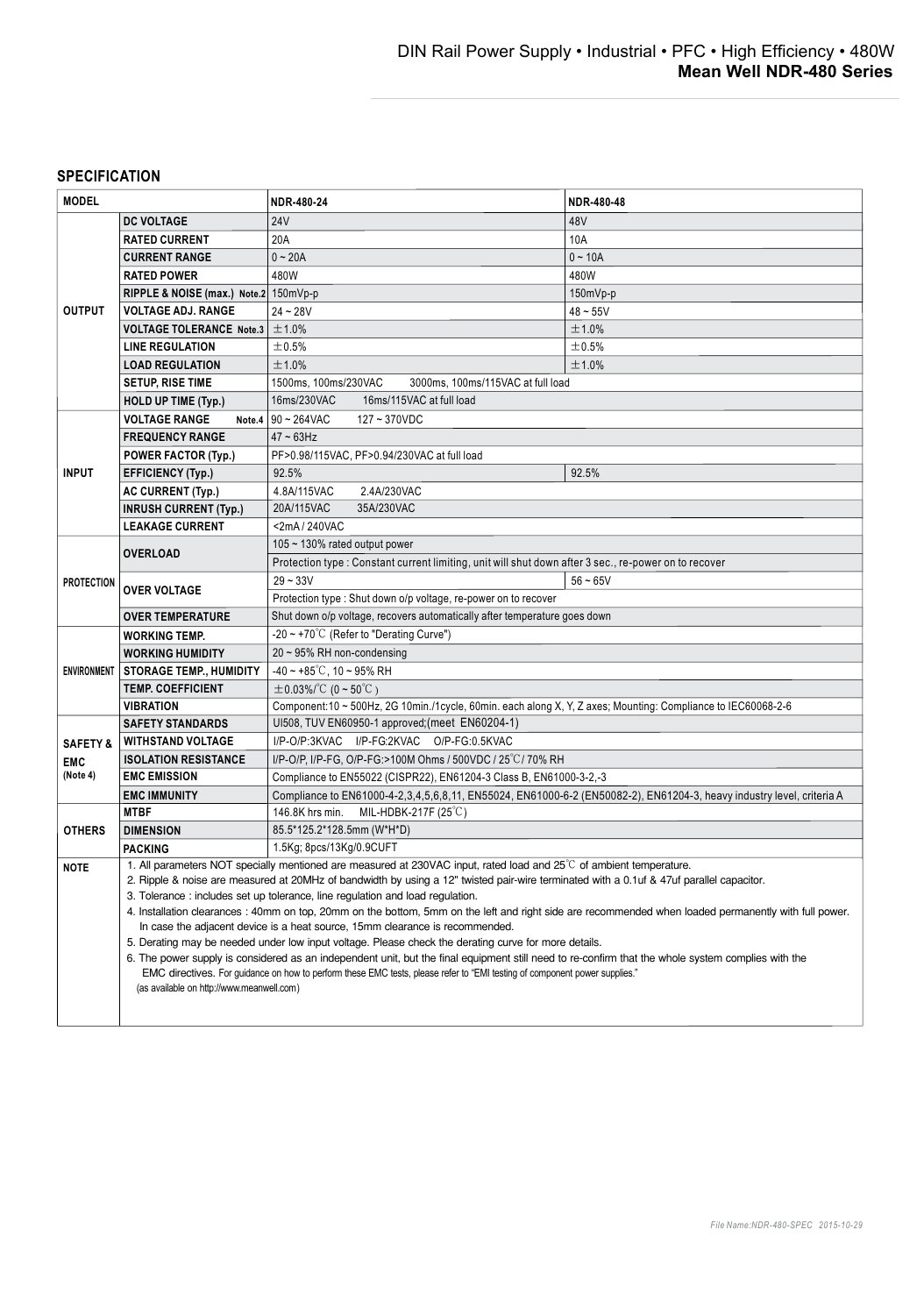## SPECIFICATION

| MODEL | | NDR-480-24 | NDR-480-48 |
|---|---|---|---|
| OUTPUT | DC VOLTAGE | 24V | 48V |
| | RATED CURRENT | 20A | 10A |
| | CURRENT RANGE | 0 ~ 20A | 0 ~ 10A |
| | RATED POWER | 480W | 480W |
| | RIPPLE & NOISE (max.) Note.2 | 150mVp-p | 150mVp-p |
| | VOLTAGE ADJ. RANGE | 24 ~ 28V | 48 ~ 55V |
| | VOLTAGE TOLERANCE Note.3 | ±1.0% | ±1.0% |
| | LINE REGULATION | ±0.5% | ±0.5% |
| | LOAD REGULATION | ±1.0% | ±1.0% |
| | SETUP, RISE TIME | 1500ms, 100ms/230VAC 3000ms, 100ms/115VAC at full load | |
| | HOLD UP TIME (Typ.) | 16ms/230VAC 16ms/115VAC at full load | |
| INPUT | VOLTAGE RANGE Note.4 | 90 ~ 264VAC 127 ~ 370VDC | |
| | FREQUENCY RANGE | 47 ~ 63Hz | |
| | POWER FACTOR (Typ.) | PF>0.98/115VAC, PF>0.94/230VAC at full load | |
| | EFFICIENCY (Typ.) | 92.5% | 92.5% |
| | AC CURRENT (Typ.) | 4.8A/115VAC 2.4A/230VAC | |
| | INRUSH CURRENT (Typ.) | 20A/115VAC 35A/230VAC | |
| | LEAKAGE CURRENT | <2mA / 240VAC | |
| PROTECTION | OVERLOAD | 105 ~ 130% rated output power | |
| | | Protection type : Constant current limiting, unit will shut down after 3 sec., re-power on to recover | |
| | OVER VOLTAGE | 29 ~ 33V | 56 ~ 65V |
| | | Protection type : Shut down o/p voltage, re-power on to recover | |
| | OVER TEMPERATURE | Shut down o/p voltage, recovers automatically after temperature goes down | |
| ENVIRONMENT | WORKING TEMP. | -20 ~ +70℃ (Refer to "Derating Curve") | |
| | WORKING HUMIDITY | 20 ~ 95% RH non-condensing | |
| | STORAGE TEMP., HUMIDITY | -40 ~ +85℃, 10 ~ 95% RH | |
| | TEMP. COEFFICIENT | ±0.03%/℃ (0 ~ 50℃) | |
| | VIBRATION | Component:10 ~ 500Hz, 2G 10min./1cycle, 60min. each along X, Y, Z axes; Mounting: Compliance to IEC60068-2-6 | |
| SAFETY & EMC (Note 4) | SAFETY STANDARDS | Ul508, TUV EN60950-1 approved;(meet EN60204-1) | |
| | WITHSTAND VOLTAGE | I/P-O/P:3KVAC I/P-FG:2KVAC O/P-FG:0.5KVAC | |
| | ISOLATION RESISTANCE | I/P-O/P, I/P-FG, O/P-FG:>100M Ohms / 500VDC / 25℃/ 70% RH | |
| | EMC EMISSION | Compliance to EN55022 (CISPR22), EN61204-3 Class B, EN61000-3-2,-3 | |
| | EMC IMMUNITY | Compliance to EN61000-4-2,3,4,5,6,8,11, EN55024, EN61000-6-2 (EN50082-2), EN61204-3, heavy industry level, criteria A | |
| OTHERS | MTBF | 146.8K hrs min. MIL-HDBK-217F (25℃) | |
| | DIMENSION | 85.5*125.2*128.5mm (W*H*D) | |
| | PACKING | 1.5Kg; 8pcs/13Kg/0.9CUFT | |

**NOTE**

1. All parameters NOT specially mentioned are measured at 230VAC input, rated load and 25℃ of ambient temperature.
2. Ripple & noise are measured at 20MHz of bandwidth by using a 12" twisted pair-wire terminated with a 0.1uf & 47uf parallel capacitor.
3. Tolerance : includes set up tolerance, line regulation and load regulation.
4. Installation clearances : 40mm on top, 20mm on the bottom, 5mm on the left and right side are recommended when loaded permanently with full power. In case the adjacent device is a heat source, 15mm clearance is recommended.
5. Derating may be needed under low input voltage. Please check the derating curve for more details.
6. The power supply is considered as an independent unit, but the final equipment still need to re-confirm that the whole system complies with the EMC directives. For guidance on how to perform these EMC tests, please refer to "EMI testing of component power supplies." (as available on http://www.meanwell.com)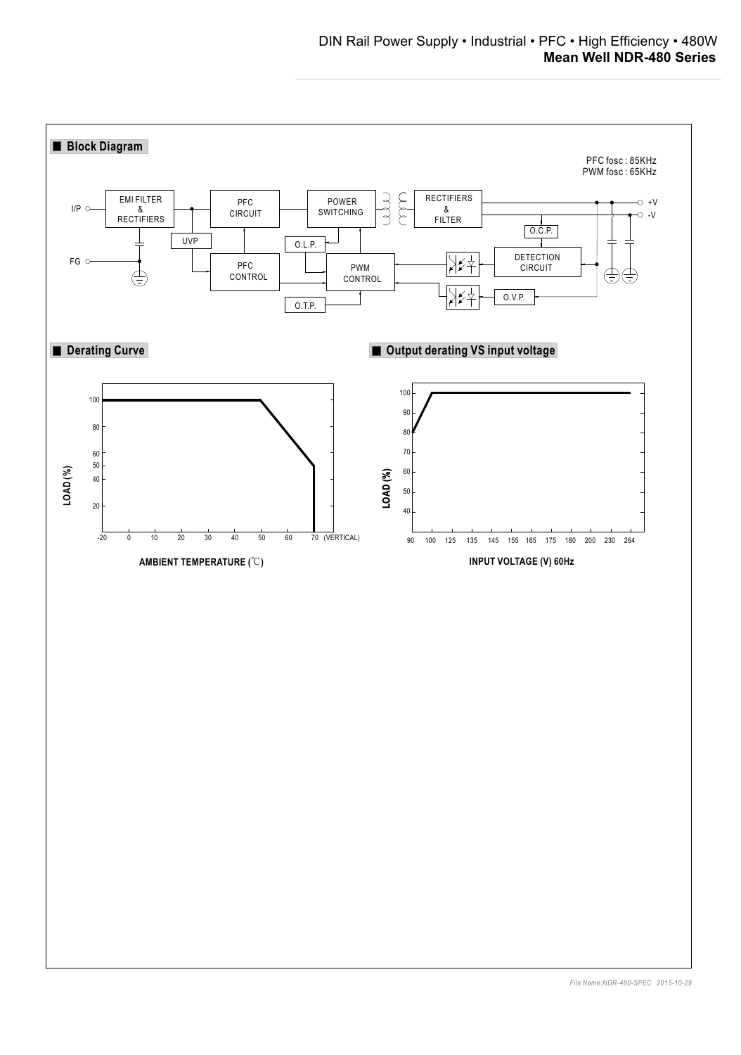## Block Diagram

PFC fosc : 85KHz
PWM fosc : 65KHz

I/P, FG, EMI FILTER & RECTIFIERS, UVP, PFC CIRCUIT, PFC CONTROL, POWER SWITCHING, O.L.P., PWM CONTROL, O.T.P., RECTIFIERS & FILTER, O.C.P., DETECTION CIRCUIT, O.V.P., +V, -V

## Derating Curve

LOAD (%)

AMBIENT TEMPERATURE (℃)

-20, 0, 10, 20, 30, 40, 50, 60, 70 (VERTICAL)

## Output derating VS input voltage

LOAD (%)

INPUT VOLTAGE (V) 60Hz

90, 100, 125, 135, 145, 155, 165, 175, 180, 200, 230, 264

File Name:NDR-480-SPEC 2015-10-29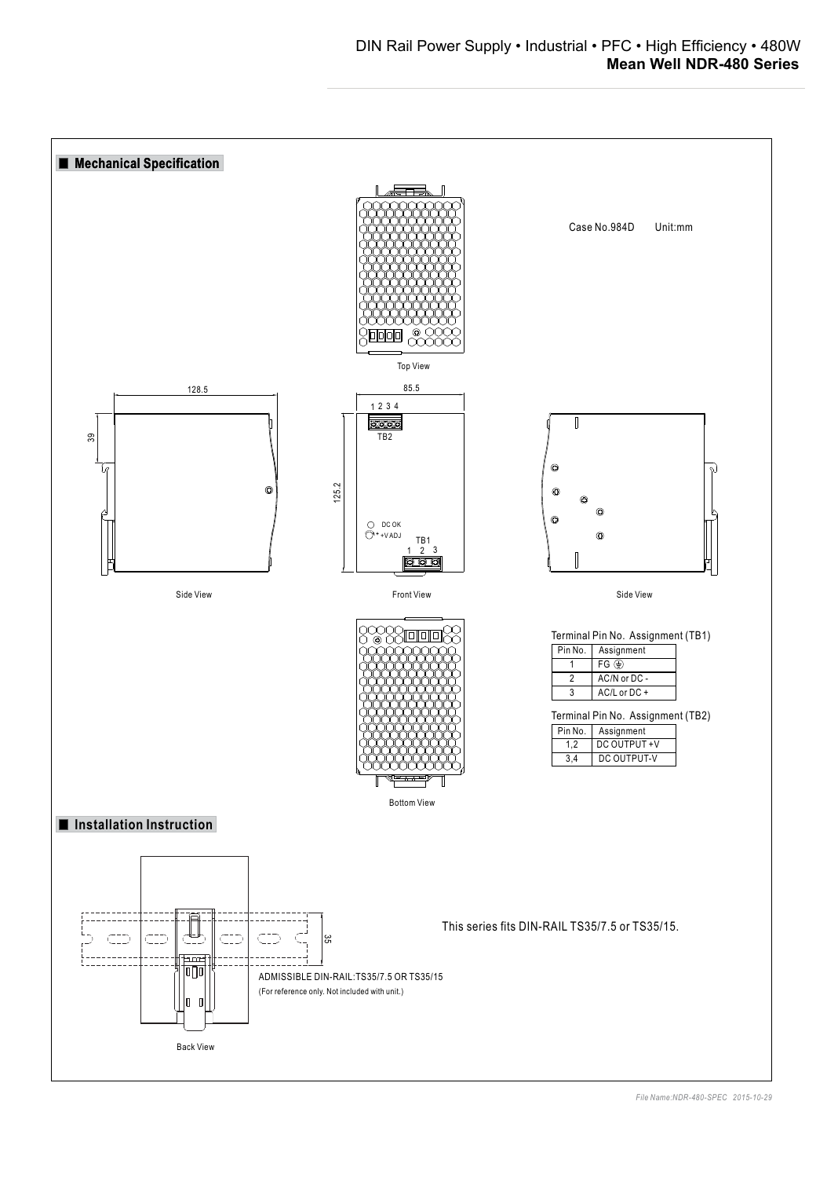## Mechanical Specification

Case No.984D Unit:mm

Top View

128.5

39

Side View

85.5

1 2 3 4

TB2

125.2

DC OK

+V ADJ

TB1

1 2 3

Front View

Side View

Bottom View

Terminal Pin No. Assignment (TB1)

| Pin No. | Assignment |
|---|---|
| 1 | FG ⏚ |
| 2 | AC/N or DC - |
| 3 | AC/L or DC + |

Terminal Pin No. Assignment (TB2)

| Pin No. | Assignment |
|---|---|
| 1,2 | DC OUTPUT +V |
| 3,4 | DC OUTPUT-V |

## Installation Instruction

35

ADMISSIBLE DIN-RAIL:TS35/7.5 OR TS35/15

(For reference only. Not included with unit.)

Back View

This series fits DIN-RAIL TS35/7.5 or TS35/15.